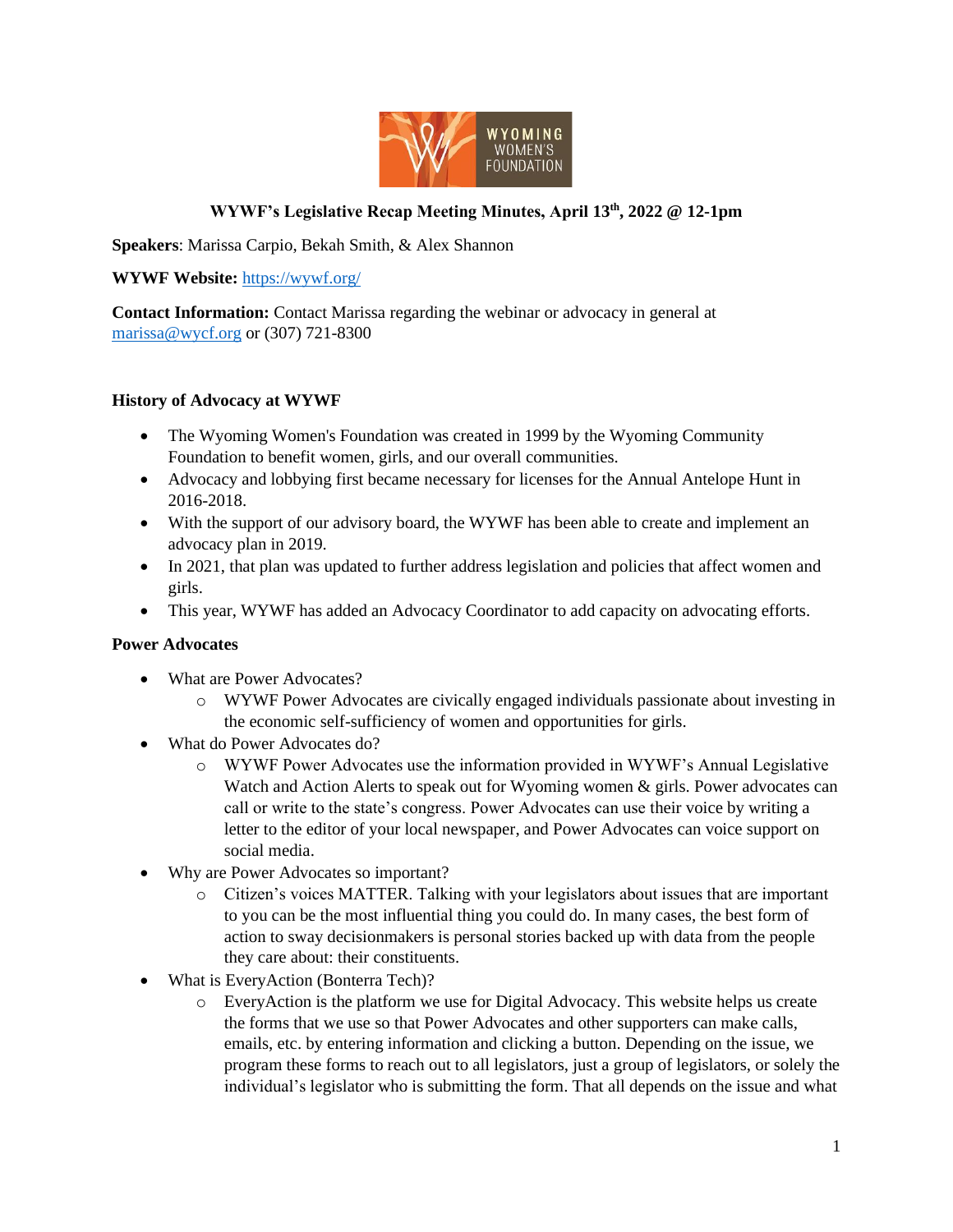# WYWF's Legislative Recap Meeting Minutes, April 13th, 2022 @ 12-1pm

**Speakers**: Marissa Carpio, Bekah Smith, & Alex Shannon

**WYWF Website:** https://wywf.org/

**Contact Information:** Contact Marissa regarding the webinar or advocacy in general at marissa@wycf.org or (307) 721-8300

## History of Advocacy at WYWF

- The Wyoming Women's Foundation was created in 1999 by the Wyoming Community Foundation to benefit women, girls, and our overall communities.
- Advocacy and lobbying first became necessary for licenses for the Annual Antelope Hunt in 2016-2018.
- With the support of our advisory board, the WYWF has been able to create and implement an advocacy plan in 2019.
- In 2021, that plan was updated to further address legislation and policies that affect women and girls.
- This year, WYWF has added an Advocacy Coordinator to add capacity on advocating efforts.

## Power Advocates

- What are Power Advocates?
  - WYWF Power Advocates are civically engaged individuals passionate about investing in the economic self-sufficiency of women and opportunities for girls.
- What do Power Advocates do?
  - WYWF Power Advocates use the information provided in WYWF's Annual Legislative Watch and Action Alerts to speak out for Wyoming women & girls. Power advocates can call or write to the state's congress. Power Advocates can use their voice by writing a letter to the editor of your local newspaper, and Power Advocates can voice support on social media.
- Why are Power Advocates so important?
  - Citizen's voices MATTER. Talking with your legislators about issues that are important to you can be the most influential thing you could do. In many cases, the best form of action to sway decisionmakers is personal stories backed up with data from the people they care about: their constituents.
- What is EveryAction (Bonterra Tech)?
  - EveryAction is the platform we use for Digital Advocacy. This website helps us create the forms that we use so that Power Advocates and other supporters can make calls, emails, etc. by entering information and clicking a button. Depending on the issue, we program these forms to reach out to all legislators, just a group of legislators, or solely the individual's legislator who is submitting the form. That all depends on the issue and what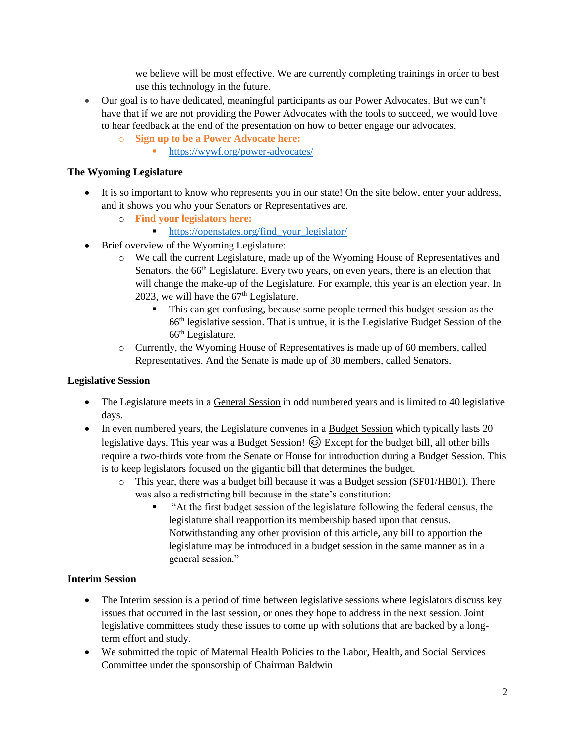we believe will be most effective. We are currently completing trainings in order to best use this technology in the future.

- Our goal is to have dedicated, meaningful participants as our Power Advocates. But we can't have that if we are not providing the Power Advocates with the tools to succeed, we would love to hear feedback at the end of the presentation on how to better engage our advocates.
    - **Sign up to be a Power Advocate here:**
        - https://wywf.org/power-advocates/

**The Wyoming Legislature**

- It is so important to know who represents you in our state! On the site below, enter your address, and it shows you who your Senators or Representatives are.
    - **Find your legislators here:**
        - https://openstates.org/find_your_legislator/
- Brief overview of the Wyoming Legislature:
    - We call the current Legislature, made up of the Wyoming House of Representatives and Senators, the 66th Legislature. Every two years, on even years, there is an election that will change the make-up of the Legislature. For example, this year is an election year. In 2023, we will have the 67th Legislature.
        - This can get confusing, because some people termed this budget session as the 66th legislative session. That is untrue, it is the Legislative Budget Session of the 66th Legislature.
    - Currently, the Wyoming House of Representatives is made up of 60 members, called Representatives. And the Senate is made up of 30 members, called Senators.

**Legislative Session**

- The Legislature meets in a General Session in odd numbered years and is limited to 40 legislative days.
- In even numbered years, the Legislature convenes in a Budget Session which typically lasts 20 legislative days. This year was a Budget Session! 😊 Except for the budget bill, all other bills require a two-thirds vote from the Senate or House for introduction during a Budget Session. This is to keep legislators focused on the gigantic bill that determines the budget.
    - This year, there was a budget bill because it was a Budget session (SF01/HB01). There was also a redistricting bill because in the state's constitution:
        - "At the first budget session of the legislature following the federal census, the legislature shall reapportion its membership based upon that census. Notwithstanding any other provision of this article, any bill to apportion the legislature may be introduced in a budget session in the same manner as in a general session."

**Interim Session**

- The Interim session is a period of time between legislative sessions where legislators discuss key issues that occurred in the last session, or ones they hope to address in the next session. Joint legislative committees study these issues to come up with solutions that are backed by a long-term effort and study.
- We submitted the topic of Maternal Health Policies to the Labor, Health, and Social Services Committee under the sponsorship of Chairman Baldwin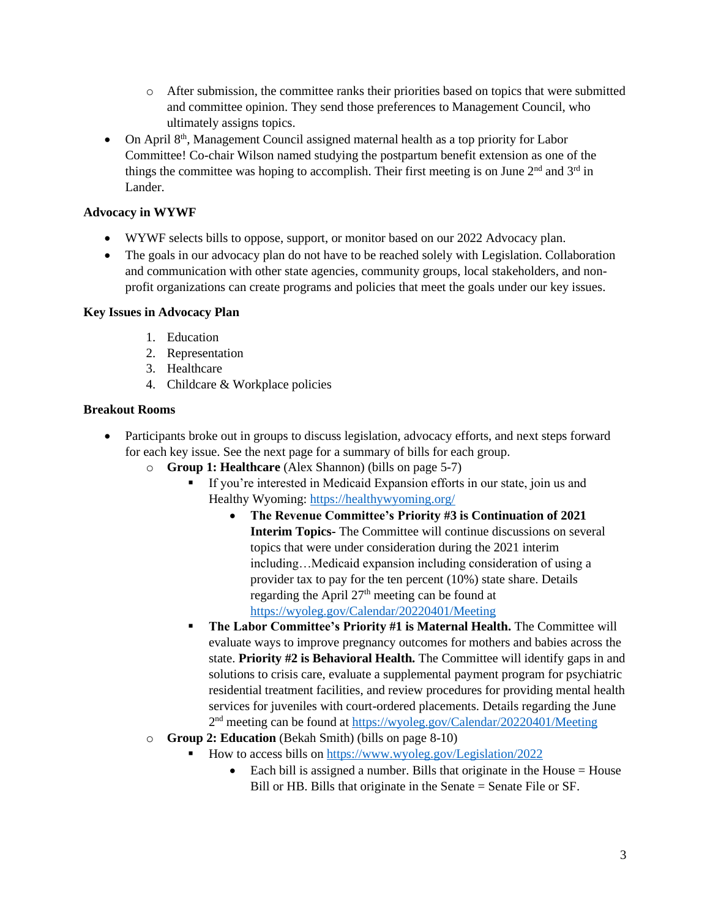- After submission, the committee ranks their priorities based on topics that were submitted and committee opinion. They send those preferences to Management Council, who ultimately assigns topics.
- On April 8th, Management Council assigned maternal health as a top priority for Labor Committee! Co-chair Wilson named studying the postpartum benefit extension as one of the things the committee was hoping to accomplish. Their first meeting is on June 2nd and 3rd in Lander.

**Advocacy in WYWF**

- WYWF selects bills to oppose, support, or monitor based on our 2022 Advocacy plan.
- The goals in our advocacy plan do not have to be reached solely with Legislation. Collaboration and communication with other state agencies, community groups, local stakeholders, and non-profit organizations can create programs and policies that meet the goals under our key issues.

**Key Issues in Advocacy Plan**

1. Education
2. Representation
3. Healthcare
4. Childcare & Workplace policies

**Breakout Rooms**

- Participants broke out in groups to discuss legislation, advocacy efforts, and next steps forward for each key issue. See the next page for a summary of bills for each group.
  - **Group 1: Healthcare** (Alex Shannon) (bills on page 5-7)
    - If you're interested in Medicaid Expansion efforts in our state, join us and Healthy Wyoming: https://healthywyoming.org/
      - **The Revenue Committee's Priority #3 is Continuation of 2021 Interim Topics-** The Committee will continue discussions on several topics that were under consideration during the 2021 interim including…Medicaid expansion including consideration of using a provider tax to pay for the ten percent (10%) state share. Details regarding the April 27th meeting can be found at https://wyoleg.gov/Calendar/20220401/Meeting
    - **The Labor Committee's Priority #1 is Maternal Health.** The Committee will evaluate ways to improve pregnancy outcomes for mothers and babies across the state. **Priority #2 is Behavioral Health.** The Committee will identify gaps in and solutions to crisis care, evaluate a supplemental payment program for psychiatric residential treatment facilities, and review procedures for providing mental health services for juveniles with court-ordered placements. Details regarding the June 2nd meeting can be found at https://wyoleg.gov/Calendar/20220401/Meeting
  - **Group 2: Education** (Bekah Smith) (bills on page 8-10)
    - How to access bills on https://www.wyoleg.gov/Legislation/2022
      - Each bill is assigned a number. Bills that originate in the House = House Bill or HB. Bills that originate in the Senate = Senate File or SF.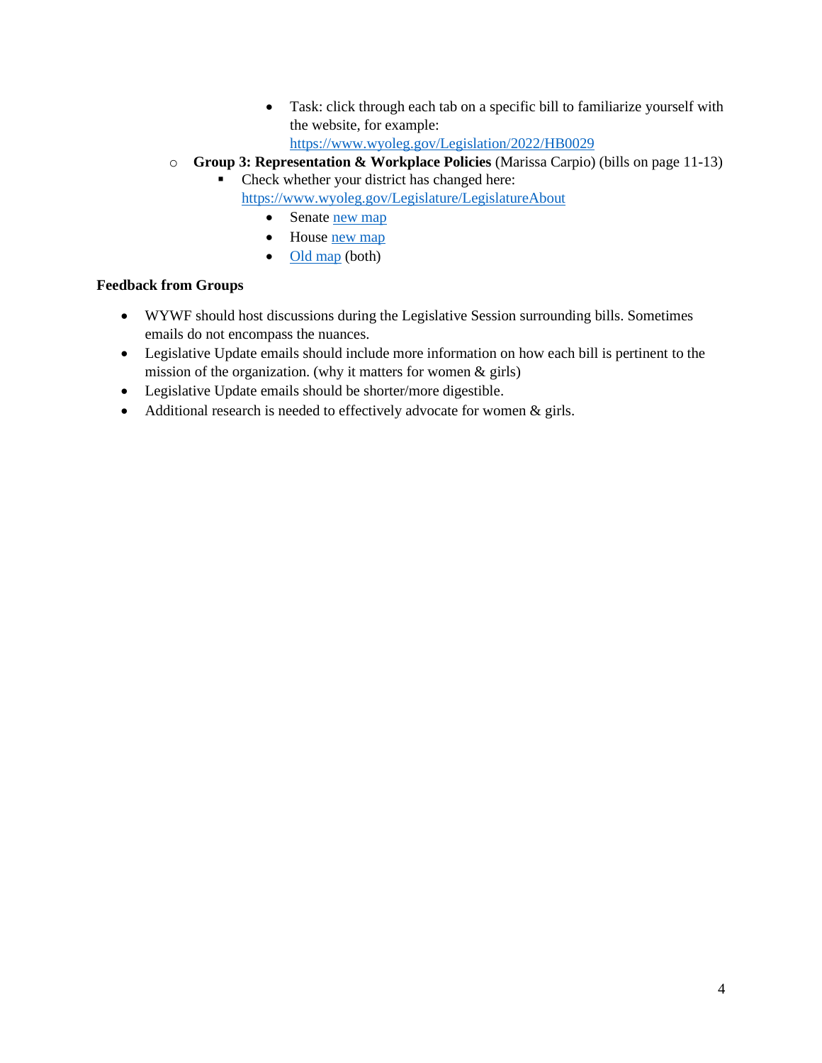- Task: click through each tab on a specific bill to familiarize yourself with the website, for example: https://www.wyoleg.gov/Legislation/2022/HB0029
  - **Group 3: Representation & Workplace Policies** (Marissa Carpio) (bills on page 11-13)
    - Check whether your district has changed here: https://www.wyoleg.gov/Legislature/LegislatureAbout
      - Senate new map
      - House new map
      - Old map (both)

**Feedback from Groups**

- WYWF should host discussions during the Legislative Session surrounding bills. Sometimes emails do not encompass the nuances.
- Legislative Update emails should include more information on how each bill is pertinent to the mission of the organization. (why it matters for women & girls)
- Legislative Update emails should be shorter/more digestible.
- Additional research is needed to effectively advocate for women & girls.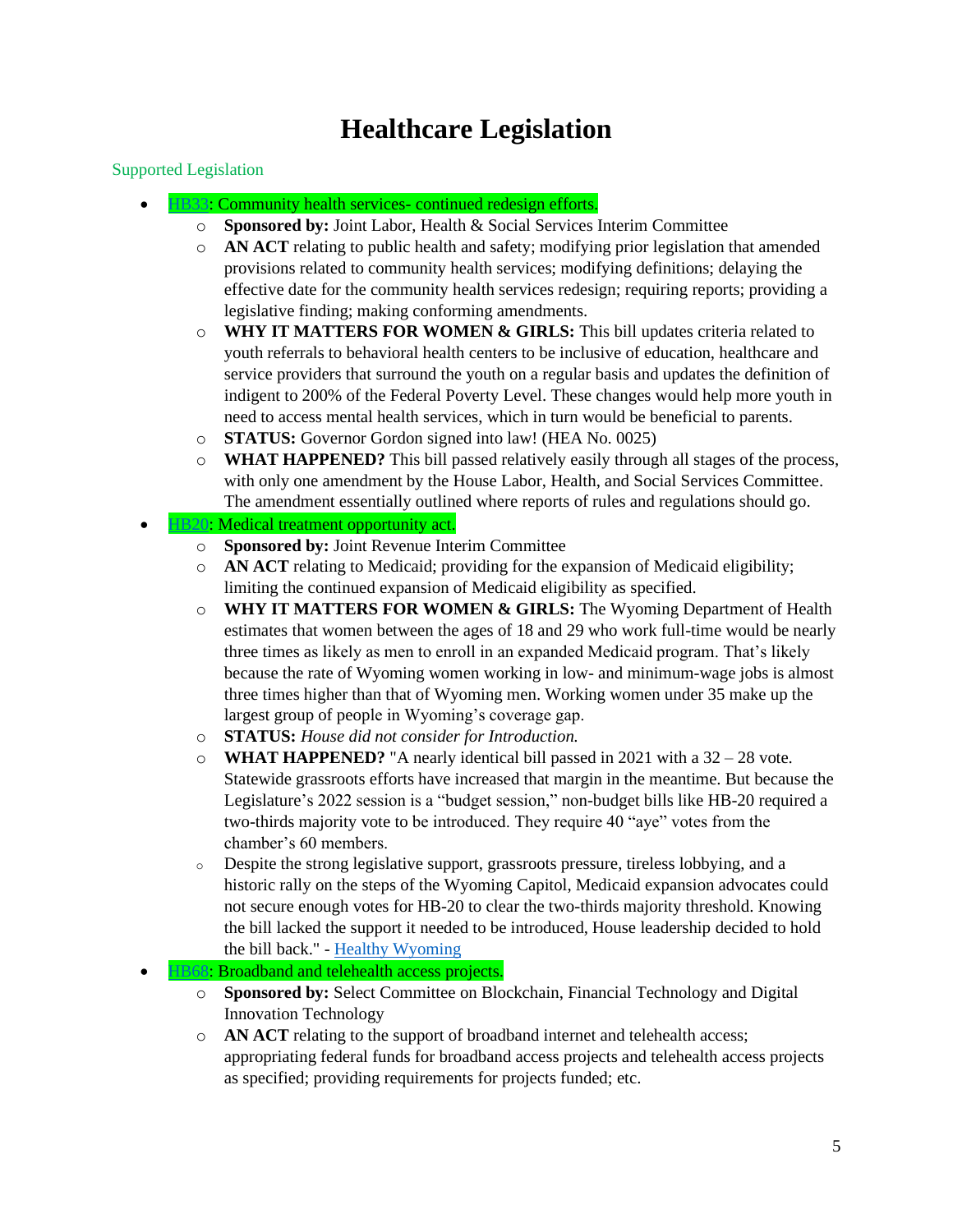# Healthcare Legislation

## Supported Legislation

- HB33: Community health services- continued redesign efforts.
    - **Sponsored by:** Joint Labor, Health & Social Services Interim Committee
    - **AN ACT** relating to public health and safety; modifying prior legislation that amended provisions related to community health services; modifying definitions; delaying the effective date for the community health services redesign; requiring reports; providing a legislative finding; making conforming amendments.
    - **WHY IT MATTERS FOR WOMEN & GIRLS:** This bill updates criteria related to youth referrals to behavioral health centers to be inclusive of education, healthcare and service providers that surround the youth on a regular basis and updates the definition of indigent to 200% of the Federal Poverty Level. These changes would help more youth in need to access mental health services, which in turn would be beneficial to parents.
    - **STATUS:** Governor Gordon signed into law! (HEA No. 0025)
    - **WHAT HAPPENED?** This bill passed relatively easily through all stages of the process, with only one amendment by the House Labor, Health, and Social Services Committee. The amendment essentially outlined where reports of rules and regulations should go.
- HB20: Medical treatment opportunity act.
    - **Sponsored by:** Joint Revenue Interim Committee
    - **AN ACT** relating to Medicaid; providing for the expansion of Medicaid eligibility; limiting the continued expansion of Medicaid eligibility as specified.
    - **WHY IT MATTERS FOR WOMEN & GIRLS:** The Wyoming Department of Health estimates that women between the ages of 18 and 29 who work full-time would be nearly three times as likely as men to enroll in an expanded Medicaid program. That's likely because the rate of Wyoming women working in low- and minimum-wage jobs is almost three times higher than that of Wyoming men. Working women under 35 make up the largest group of people in Wyoming's coverage gap.
    - **STATUS:** *House did not consider for Introduction.*
    - **WHAT HAPPENED?** "A nearly identical bill passed in 2021 with a 32 – 28 vote. Statewide grassroots efforts have increased that margin in the meantime. But because the Legislature's 2022 session is a "budget session," non-budget bills like HB-20 required a two-thirds majority vote to be introduced. They require 40 "aye" votes from the chamber's 60 members.
    - Despite the strong legislative support, grassroots pressure, tireless lobbying, and a historic rally on the steps of the Wyoming Capitol, Medicaid expansion advocates could not secure enough votes for HB-20 to clear the two-thirds majority threshold. Knowing the bill lacked the support it needed to be introduced, House leadership decided to hold the bill back." - Healthy Wyoming
- HB68: Broadband and telehealth access projects.
    - **Sponsored by:** Select Committee on Blockchain, Financial Technology and Digital Innovation Technology
    - **AN ACT** relating to the support of broadband internet and telehealth access; appropriating federal funds for broadband access projects and telehealth access projects as specified; providing requirements for projects funded; etc.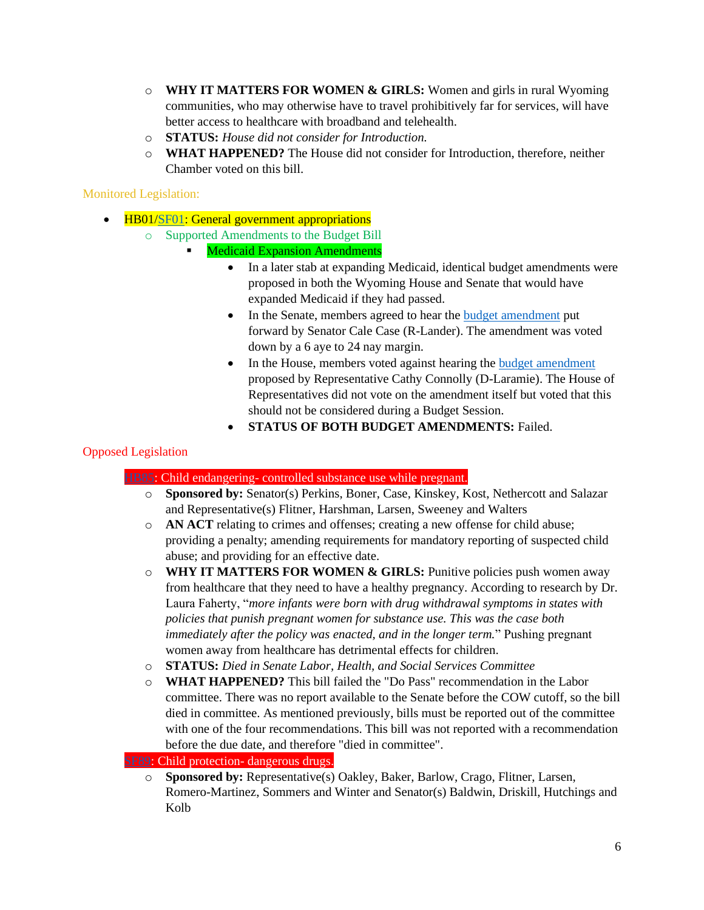- **WHY IT MATTERS FOR WOMEN & GIRLS:** Women and girls in rural Wyoming communities, who may otherwise have to travel prohibitively far for services, will have better access to healthcare with broadband and telehealth.
- **STATUS:** *House did not consider for Introduction.*
- **WHAT HAPPENED?** The House did not consider for Introduction, therefore, neither Chamber voted on this bill.

Monitored Legislation:

- HB01/SF01: General government appropriations
  - Supported Amendments to the Budget Bill
    - Medicaid Expansion Amendments
      - In a later stab at expanding Medicaid, identical budget amendments were proposed in both the Wyoming House and Senate that would have expanded Medicaid if they had passed.
      - In the Senate, members agreed to hear the budget amendment put forward by Senator Cale Case (R-Lander). The amendment was voted down by a 6 aye to 24 nay margin.
      - In the House, members voted against hearing the budget amendment proposed by Representative Cathy Connolly (D-Laramie). The House of Representatives did not vote on the amendment itself but voted that this should not be considered during a Budget Session.
      - **STATUS OF BOTH BUDGET AMENDMENTS:** Failed.

Opposed Legislation

HB85: Child endangering- controlled substance use while pregnant.

- **Sponsored by:** Senator(s) Perkins, Boner, Case, Kinskey, Kost, Nethercott and Salazar and Representative(s) Flitner, Harshman, Larsen, Sweeney and Walters
- **AN ACT** relating to crimes and offenses; creating a new offense for child abuse; providing a penalty; amending requirements for mandatory reporting of suspected child abuse; and providing for an effective date.
- **WHY IT MATTERS FOR WOMEN & GIRLS:** Punitive policies push women away from healthcare that they need to have a healthy pregnancy. According to research by Dr. Laura Faherty, "*more infants were born with drug withdrawal symptoms in states with policies that punish pregnant women for substance use. This was the case both immediately after the policy was enacted, and in the longer term.*" Pushing pregnant women away from healthcare has detrimental effects for children.
- **STATUS:** *Died in Senate Labor, Health, and Social Services Committee*
- **WHAT HAPPENED?** This bill failed the "Do Pass" recommendation in the Labor committee. There was no report available to the Senate before the COW cutoff, so the bill died in committee. As mentioned previously, bills must be reported out of the committee with one of the four recommendations. This bill was not reported with a recommendation before the due date, and therefore "died in committee".

SF89: Child protection- dangerous drugs.

- **Sponsored by:** Representative(s) Oakley, Baker, Barlow, Crago, Flitner, Larsen, Romero-Martinez, Sommers and Winter and Senator(s) Baldwin, Driskill, Hutchings and Kolb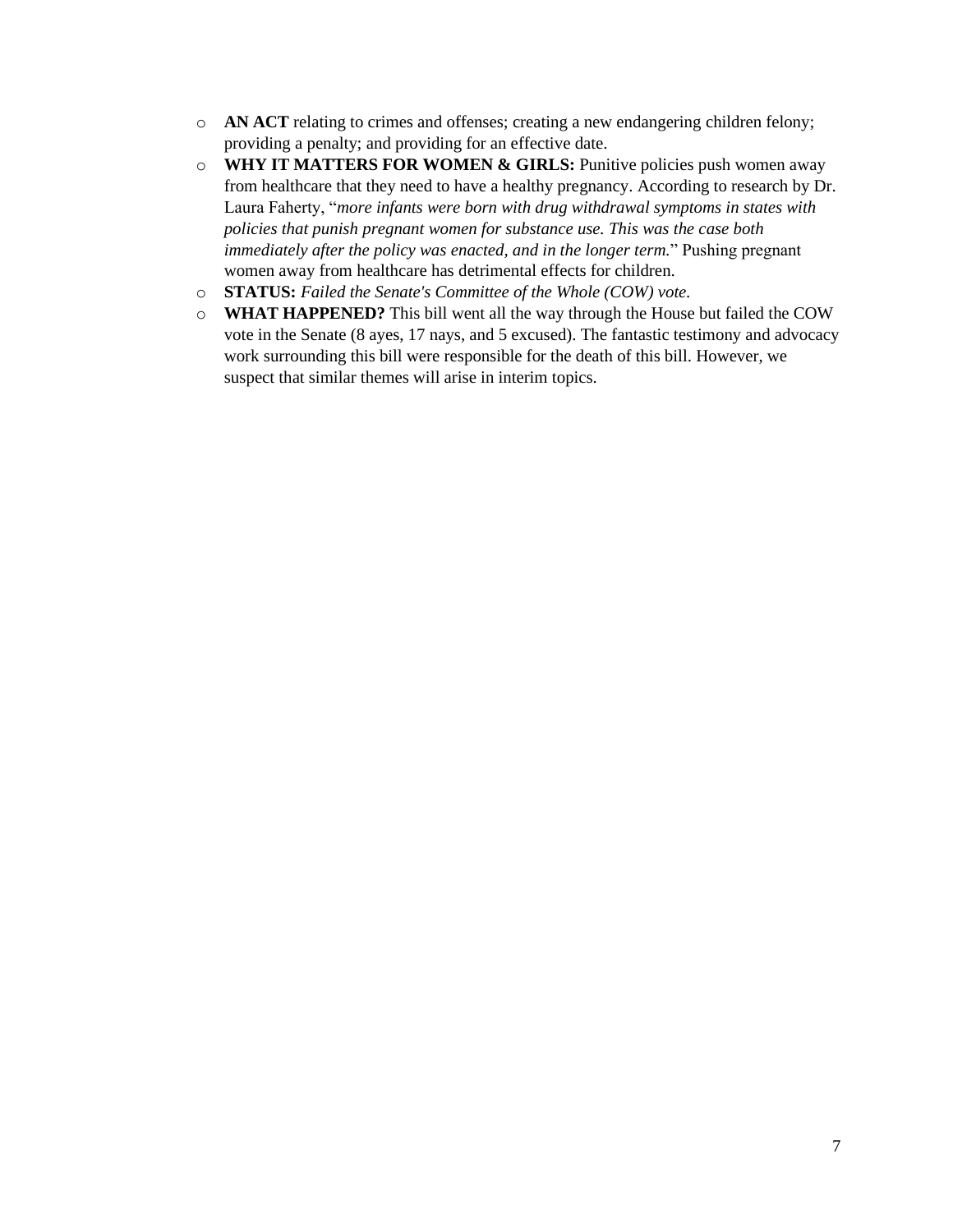- **AN ACT** relating to crimes and offenses; creating a new endangering children felony; providing a penalty; and providing for an effective date.
- **WHY IT MATTERS FOR WOMEN & GIRLS:** Punitive policies push women away from healthcare that they need to have a healthy pregnancy. According to research by Dr. Laura Faherty, "*more infants were born with drug withdrawal symptoms in states with policies that punish pregnant women for substance use. This was the case both immediately after the policy was enacted, and in the longer term.*" Pushing pregnant women away from healthcare has detrimental effects for children.
- **STATUS:** *Failed the Senate's Committee of the Whole (COW) vote.*
- **WHAT HAPPENED?** This bill went all the way through the House but failed the COW vote in the Senate (8 ayes, 17 nays, and 5 excused). The fantastic testimony and advocacy work surrounding this bill were responsible for the death of this bill. However, we suspect that similar themes will arise in interim topics.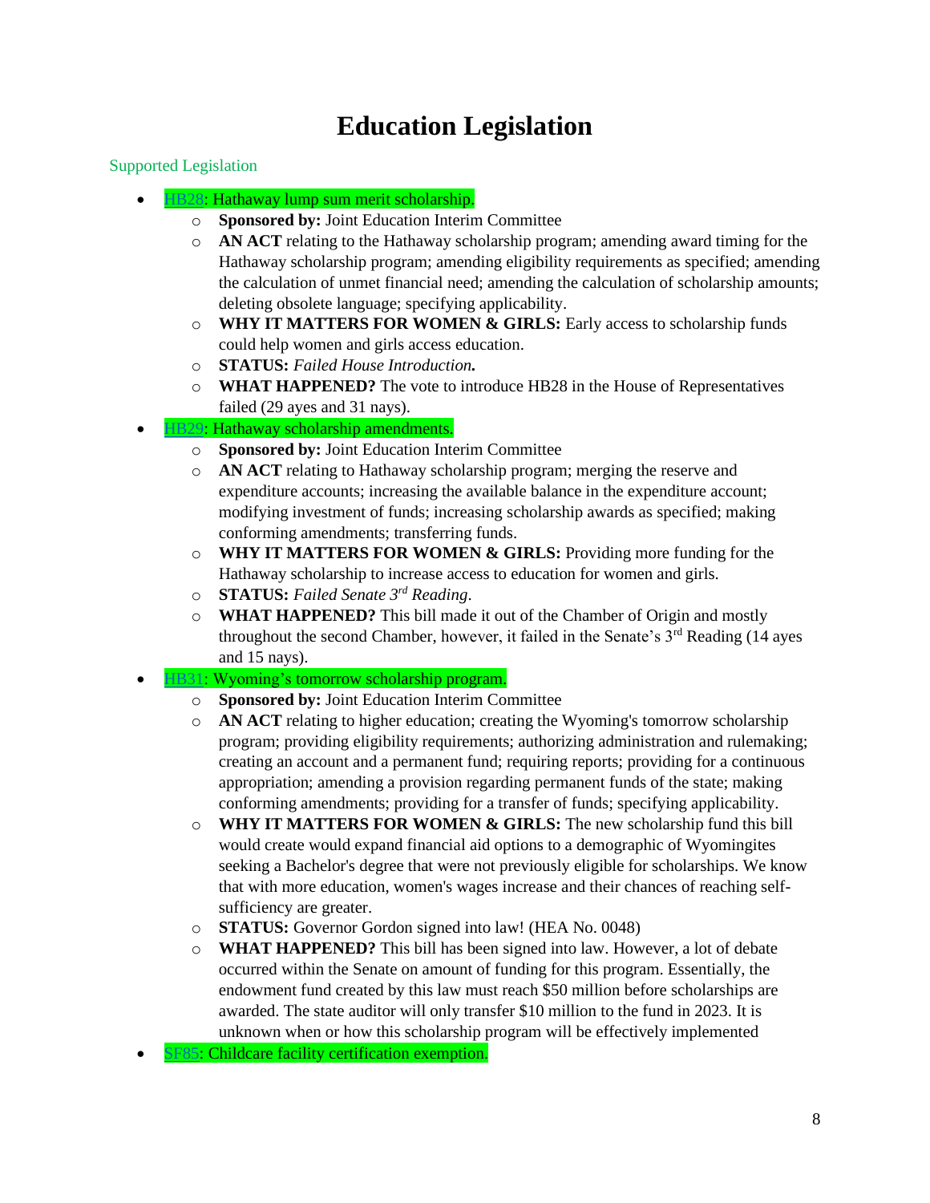# Education Legislation

Supported Legislation

- HB28: Hathaway lump sum merit scholarship.
    - **Sponsored by:** Joint Education Interim Committee
    - **AN ACT** relating to the Hathaway scholarship program; amending award timing for the Hathaway scholarship program; amending eligibility requirements as specified; amending the calculation of unmet financial need; amending the calculation of scholarship amounts; deleting obsolete language; specifying applicability.
    - **WHY IT MATTERS FOR WOMEN & GIRLS:** Early access to scholarship funds could help women and girls access education.
    - **STATUS:** *Failed House Introduction.*
    - **WHAT HAPPENED?** The vote to introduce HB28 in the House of Representatives failed (29 ayes and 31 nays).
- HB29: Hathaway scholarship amendments.
    - **Sponsored by:** Joint Education Interim Committee
    - **AN ACT** relating to Hathaway scholarship program; merging the reserve and expenditure accounts; increasing the available balance in the expenditure account; modifying investment of funds; increasing scholarship awards as specified; making conforming amendments; transferring funds.
    - **WHY IT MATTERS FOR WOMEN & GIRLS:** Providing more funding for the Hathaway scholarship to increase access to education for women and girls.
    - **STATUS:** *Failed Senate 3rd Reading.*
    - **WHAT HAPPENED?** This bill made it out of the Chamber of Origin and mostly throughout the second Chamber, however, it failed in the Senate's 3rd Reading (14 ayes and 15 nays).
- HB31: Wyoming's tomorrow scholarship program.
    - **Sponsored by:** Joint Education Interim Committee
    - **AN ACT** relating to higher education; creating the Wyoming's tomorrow scholarship program; providing eligibility requirements; authorizing administration and rulemaking; creating an account and a permanent fund; requiring reports; providing for a continuous appropriation; amending a provision regarding permanent funds of the state; making conforming amendments; providing for a transfer of funds; specifying applicability.
    - **WHY IT MATTERS FOR WOMEN & GIRLS:** The new scholarship fund this bill would create would expand financial aid options to a demographic of Wyomingites seeking a Bachelor's degree that were not previously eligible for scholarships. We know that with more education, women's wages increase and their chances of reaching self-sufficiency are greater.
    - **STATUS:** Governor Gordon signed into law! (HEA No. 0048)
    - **WHAT HAPPENED?** This bill has been signed into law. However, a lot of debate occurred within the Senate on amount of funding for this program. Essentially, the endowment fund created by this law must reach $50 million before scholarships are awarded. The state auditor will only transfer $10 million to the fund in 2023. It is unknown when or how this scholarship program will be effectively implemented
- SF85: Childcare facility certification exemption.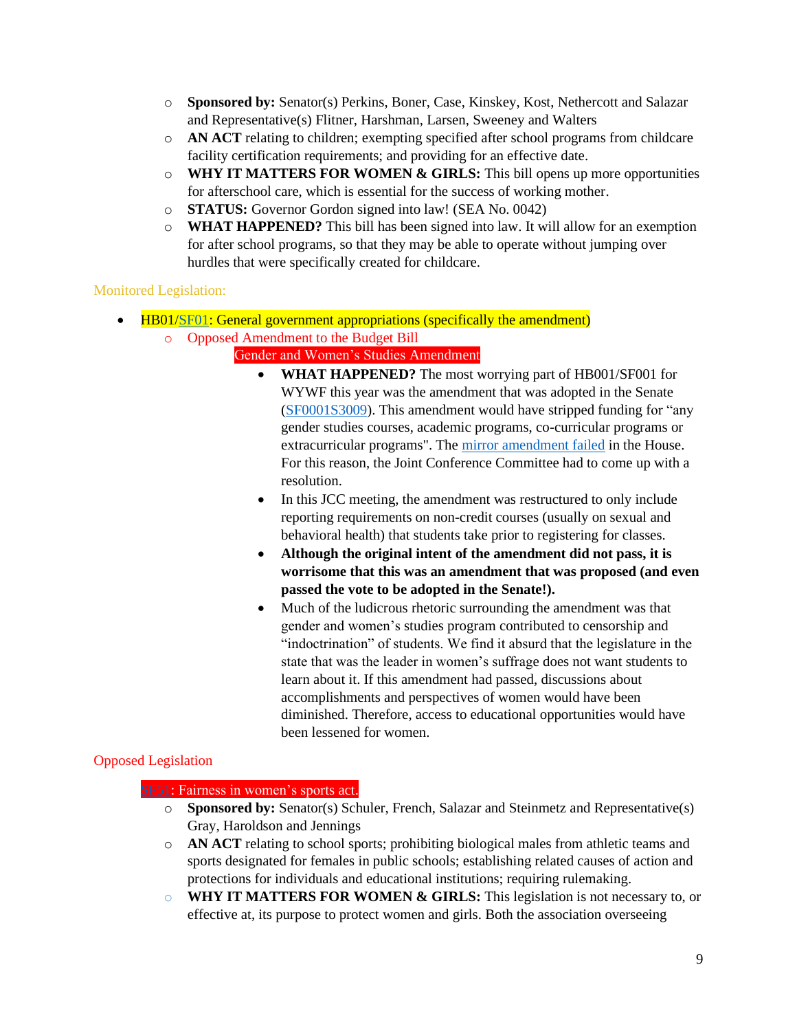- **Sponsored by:** Senator(s) Perkins, Boner, Case, Kinskey, Kost, Nethercott and Salazar and Representative(s) Flitner, Harshman, Larsen, Sweeney and Walters
- **AN ACT** relating to children; exempting specified after school programs from childcare facility certification requirements; and providing for an effective date.
- **WHY IT MATTERS FOR WOMEN & GIRLS:** This bill opens up more opportunities for afterschool care, which is essential for the success of working mother.
- **STATUS:** Governor Gordon signed into law! (SEA No. 0042)
- **WHAT HAPPENED?** This bill has been signed into law. It will allow for an exemption for after school programs, so that they may be able to operate without jumping over hurdles that were specifically created for childcare.

Monitored Legislation:

- HB01/SF01: General government appropriations (specifically the amendment)
  - Opposed Amendment to the Budget Bill

    Gender and Women's Studies Amendment

    - **WHAT HAPPENED?** The most worrying part of HB001/SF001 for WYWF this year was the amendment that was adopted in the Senate (SF0001S3009). This amendment would have stripped funding for "any gender studies courses, academic programs, co-curricular programs or extracurricular programs". The mirror amendment failed in the House. For this reason, the Joint Conference Committee had to come up with a resolution.
    - In this JCC meeting, the amendment was restructured to only include reporting requirements on non-credit courses (usually on sexual and behavioral health) that students take prior to registering for classes.
    - **Although the original intent of the amendment did not pass, it is worrisome that this was an amendment that was proposed (and even passed the vote to be adopted in the Senate!).**
    - Much of the ludicrous rhetoric surrounding the amendment was that gender and women's studies program contributed to censorship and "indoctrination" of students. We find it absurd that the legislature in the state that was the leader in women's suffrage does not want students to learn about it. If this amendment had passed, discussions about accomplishments and perspectives of women would have been diminished. Therefore, access to educational opportunities would have been lessened for women.

Opposed Legislation

SF51: Fairness in women's sports act.

- **Sponsored by:** Senator(s) Schuler, French, Salazar and Steinmetz and Representative(s) Gray, Haroldson and Jennings
- **AN ACT** relating to school sports; prohibiting biological males from athletic teams and sports designated for females in public schools; establishing related causes of action and protections for individuals and educational institutions; requiring rulemaking.
- **WHY IT MATTERS FOR WOMEN & GIRLS:** This legislation is not necessary to, or effective at, its purpose to protect women and girls. Both the association overseeing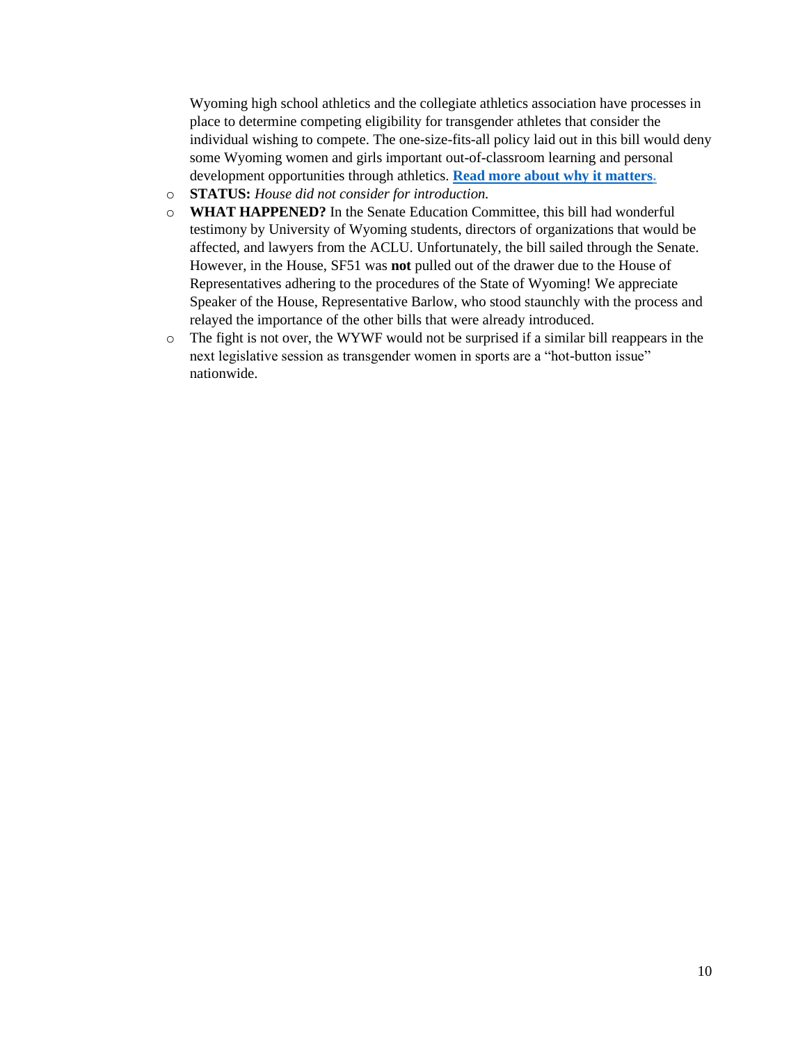Wyoming high school athletics and the collegiate athletics association have processes in place to determine competing eligibility for transgender athletes that consider the individual wishing to compete. The one-size-fits-all policy laid out in this bill would deny some Wyoming women and girls important out-of-classroom learning and personal development opportunities through athletics. **Read more about why it matters.**

- **STATUS:** *House did not consider for introduction.*
- **WHAT HAPPENED?** In the Senate Education Committee, this bill had wonderful testimony by University of Wyoming students, directors of organizations that would be affected, and lawyers from the ACLU. Unfortunately, the bill sailed through the Senate. However, in the House, SF51 was **not** pulled out of the drawer due to the House of Representatives adhering to the procedures of the State of Wyoming! We appreciate Speaker of the House, Representative Barlow, who stood staunchly with the process and relayed the importance of the other bills that were already introduced.
- The fight is not over, the WYWF would not be surprised if a similar bill reappears in the next legislative session as transgender women in sports are a "hot-button issue" nationwide.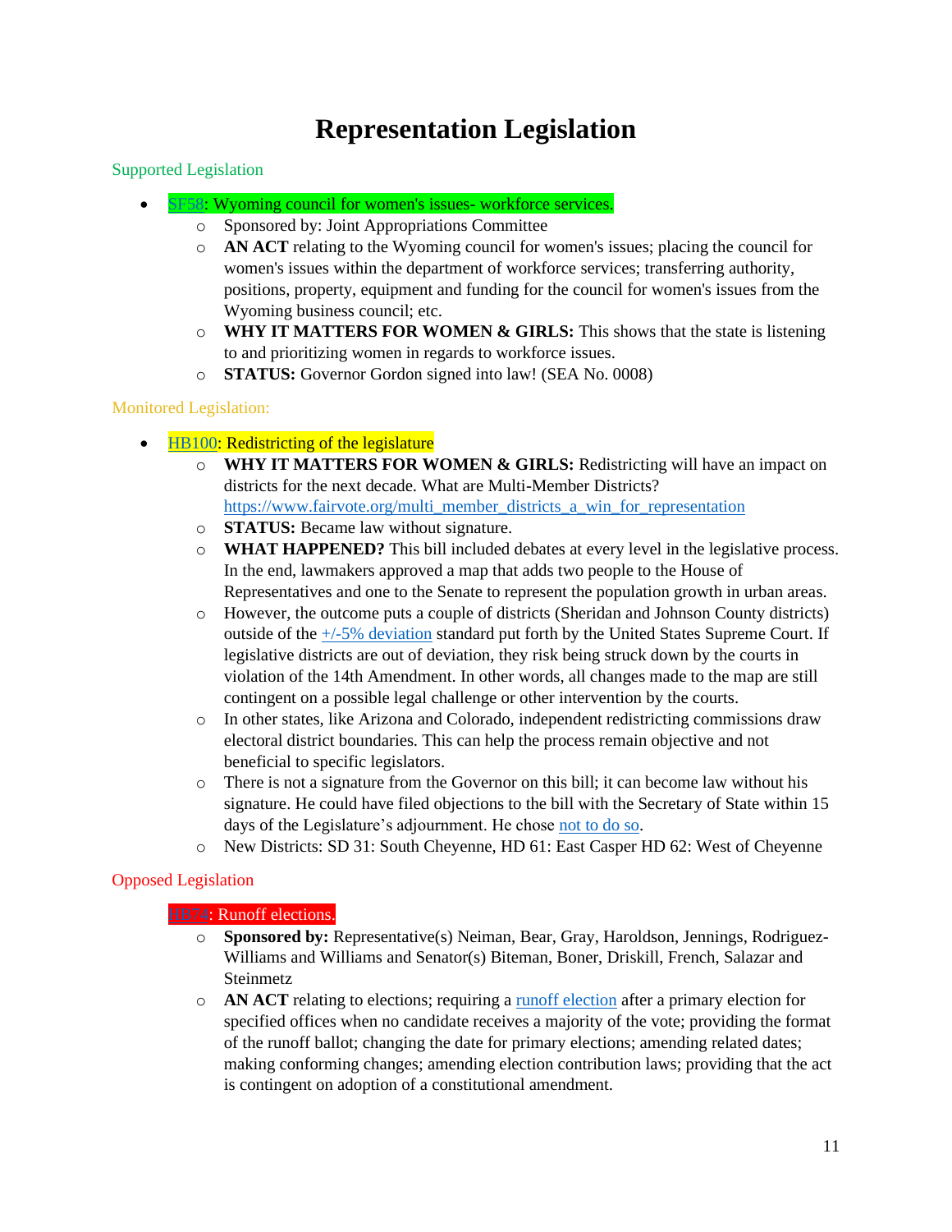# Representation Legislation

Supported Legislation

- SF58: Wyoming council for women's issues- workforce services.
  - Sponsored by: Joint Appropriations Committee
  - **AN ACT** relating to the Wyoming council for women's issues; placing the council for women's issues within the department of workforce services; transferring authority, positions, property, equipment and funding for the council for women's issues from the Wyoming business council; etc.
  - **WHY IT MATTERS FOR WOMEN & GIRLS:** This shows that the state is listening to and prioritizing women in regards to workforce issues.
  - **STATUS:** Governor Gordon signed into law! (SEA No. 0008)

Monitored Legislation:

- HB100: Redistricting of the legislature
  - **WHY IT MATTERS FOR WOMEN & GIRLS:** Redistricting will have an impact on districts for the next decade. What are Multi-Member Districts? https://www.fairvote.org/multi_member_districts_a_win_for_representation
  - **STATUS:** Became law without signature.
  - **WHAT HAPPENED?** This bill included debates at every level in the legislative process. In the end, lawmakers approved a map that adds two people to the House of Representatives and one to the Senate to represent the population growth in urban areas.
  - However, the outcome puts a couple of districts (Sheridan and Johnson County districts) outside of the +/-5% deviation standard put forth by the United States Supreme Court. If legislative districts are out of deviation, they risk being struck down by the courts in violation of the 14th Amendment. In other words, all changes made to the map are still contingent on a possible legal challenge or other intervention by the courts.
  - In other states, like Arizona and Colorado, independent redistricting commissions draw electoral district boundaries. This can help the process remain objective and not beneficial to specific legislators.
  - There is not a signature from the Governor on this bill; it can become law without his signature. He could have filed objections to the bill with the Secretary of State within 15 days of the Legislature's adjournment. He chose not to do so.
  - New Districts: SD 31: South Cheyenne, HD 61: East Casper HD 62: West of Cheyenne

Opposed Legislation

HB74: Runoff elections.

- **Sponsored by:** Representative(s) Neiman, Bear, Gray, Haroldson, Jennings, Rodriguez-Williams and Williams and Senator(s) Biteman, Boner, Driskill, French, Salazar and Steinmetz
- **AN ACT** relating to elections; requiring a runoff election after a primary election for specified offices when no candidate receives a majority of the vote; providing the format of the runoff ballot; changing the date for primary elections; amending related dates; making conforming changes; amending election contribution laws; providing that the act is contingent on adoption of a constitutional amendment.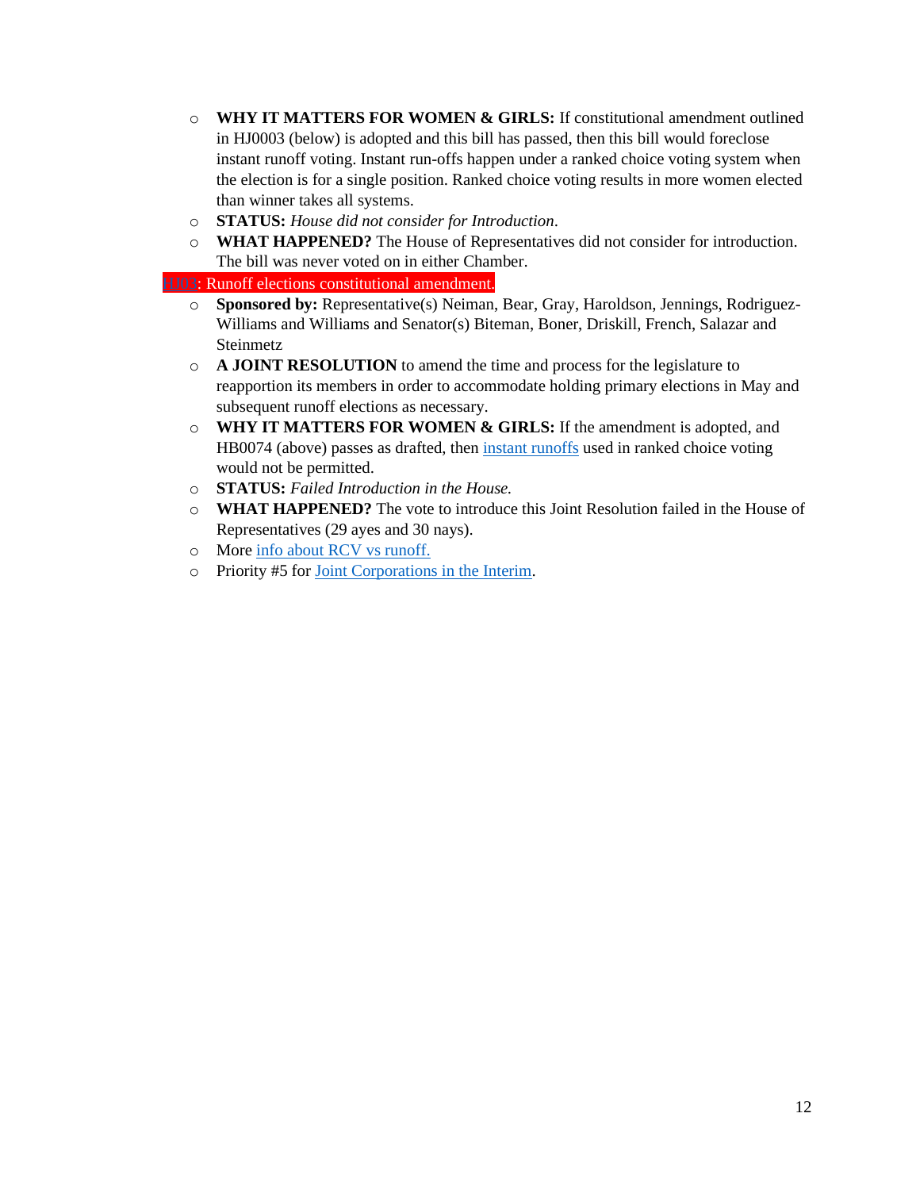- **WHY IT MATTERS FOR WOMEN & GIRLS:** If constitutional amendment outlined in HJ0003 (below) is adopted and this bill has passed, then this bill would foreclose instant runoff voting. Instant run-offs happen under a ranked choice voting system when the election is for a single position. Ranked choice voting results in more women elected than winner takes all systems.
- **STATUS:** *House did not consider for Introduction*.
- **WHAT HAPPENED?** The House of Representatives did not consider for introduction. The bill was never voted on in either Chamber.

HJ03: Runoff elections constitutional amendment.

- **Sponsored by:** Representative(s) Neiman, Bear, Gray, Haroldson, Jennings, Rodriguez-Williams and Williams and Senator(s) Biteman, Boner, Driskill, French, Salazar and Steinmetz
- **A JOINT RESOLUTION** to amend the time and process for the legislature to reapportion its members in order to accommodate holding primary elections in May and subsequent runoff elections as necessary.
- **WHY IT MATTERS FOR WOMEN & GIRLS:** If the amendment is adopted, and HB0074 (above) passes as drafted, then instant runoffs used in ranked choice voting would not be permitted.
- **STATUS:** *Failed Introduction in the House.*
- **WHAT HAPPENED?** The vote to introduce this Joint Resolution failed in the House of Representatives (29 ayes and 30 nays).
- More info about RCV vs runoff.
- Priority #5 for Joint Corporations in the Interim.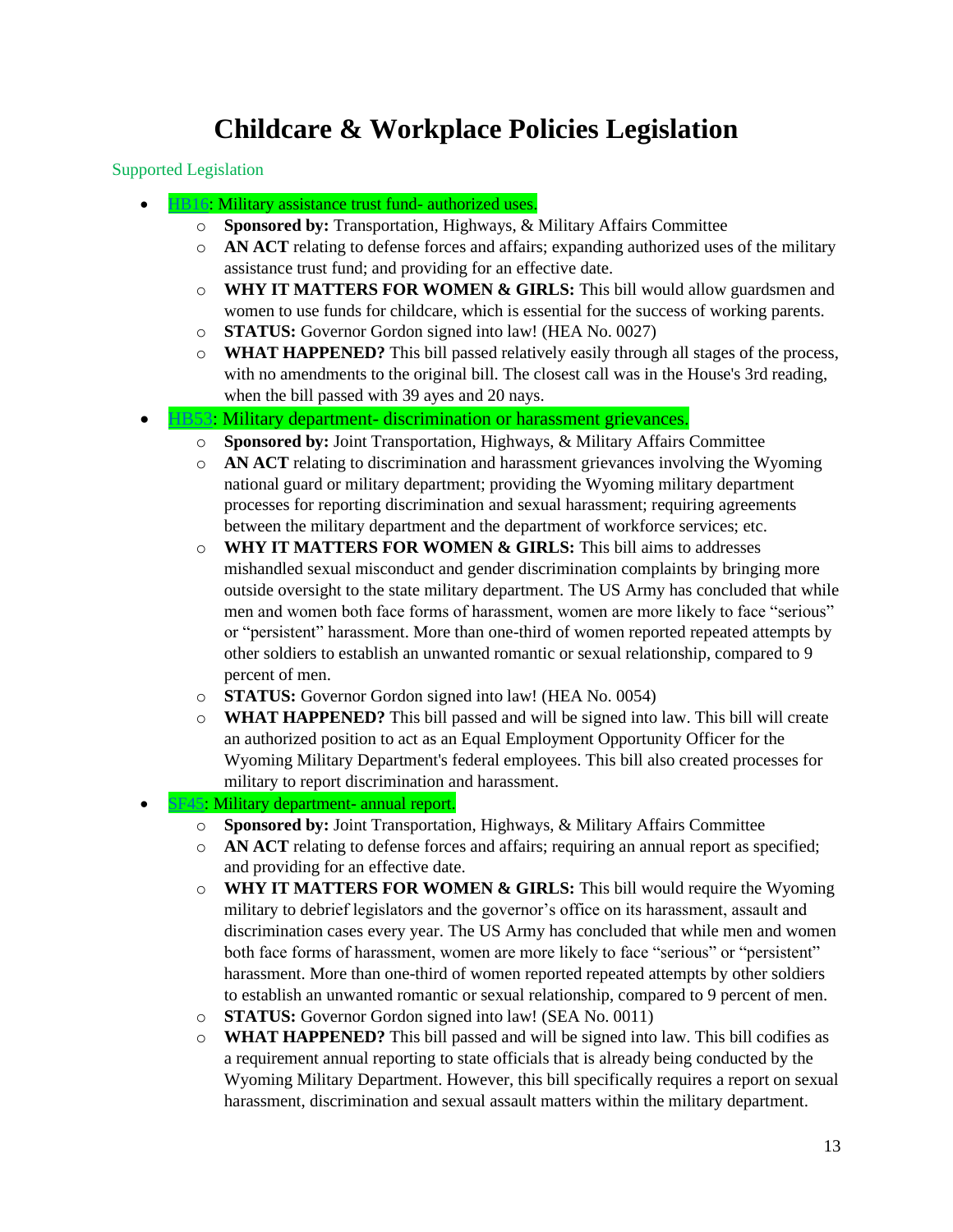# Childcare & Workplace Policies Legislation

Supported Legislation

- HB16: Military assistance trust fund- authorized uses.
    - **Sponsored by:** Transportation, Highways, & Military Affairs Committee
    - **AN ACT** relating to defense forces and affairs; expanding authorized uses of the military assistance trust fund; and providing for an effective date.
    - **WHY IT MATTERS FOR WOMEN & GIRLS:** This bill would allow guardsmen and women to use funds for childcare, which is essential for the success of working parents.
    - **STATUS:** Governor Gordon signed into law! (HEA No. 0027)
    - **WHAT HAPPENED?** This bill passed relatively easily through all stages of the process, with no amendments to the original bill. The closest call was in the House's 3rd reading, when the bill passed with 39 ayes and 20 nays.
- HB53: Military department- discrimination or harassment grievances.
    - **Sponsored by:** Joint Transportation, Highways, & Military Affairs Committee
    - **AN ACT** relating to discrimination and harassment grievances involving the Wyoming national guard or military department; providing the Wyoming military department processes for reporting discrimination and sexual harassment; requiring agreements between the military department and the department of workforce services; etc.
    - **WHY IT MATTERS FOR WOMEN & GIRLS:** This bill aims to addresses mishandled sexual misconduct and gender discrimination complaints by bringing more outside oversight to the state military department. The US Army has concluded that while men and women both face forms of harassment, women are more likely to face "serious" or "persistent" harassment. More than one-third of women reported repeated attempts by other soldiers to establish an unwanted romantic or sexual relationship, compared to 9 percent of men.
    - **STATUS:** Governor Gordon signed into law! (HEA No. 0054)
    - **WHAT HAPPENED?** This bill passed and will be signed into law. This bill will create an authorized position to act as an Equal Employment Opportunity Officer for the Wyoming Military Department's federal employees. This bill also created processes for military to report discrimination and harassment.
- SF45: Military department- annual report.
    - **Sponsored by:** Joint Transportation, Highways, & Military Affairs Committee
    - **AN ACT** relating to defense forces and affairs; requiring an annual report as specified; and providing for an effective date.
    - **WHY IT MATTERS FOR WOMEN & GIRLS:** This bill would require the Wyoming military to debrief legislators and the governor's office on its harassment, assault and discrimination cases every year. The US Army has concluded that while men and women both face forms of harassment, women are more likely to face "serious" or "persistent" harassment. More than one-third of women reported repeated attempts by other soldiers to establish an unwanted romantic or sexual relationship, compared to 9 percent of men.
    - **STATUS:** Governor Gordon signed into law! (SEA No. 0011)
    - **WHAT HAPPENED?** This bill passed and will be signed into law. This bill codifies as a requirement annual reporting to state officials that is already being conducted by the Wyoming Military Department. However, this bill specifically requires a report on sexual harassment, discrimination and sexual assault matters within the military department.